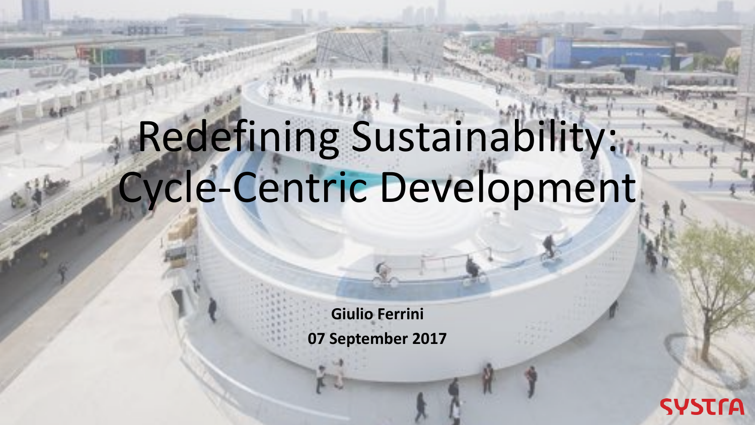# Redefining Sustainability: Cycle-Centric Development

**Giulio Ferrini**

**07 September 2017**

SYSTRA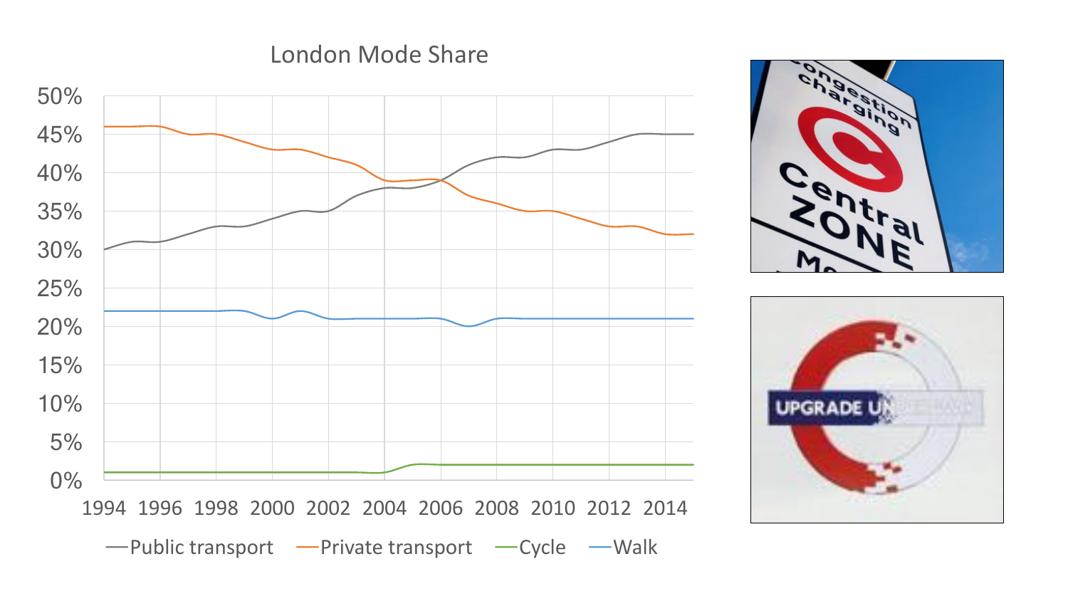## London Mode Share

- Public transport
- Private transport
- Cycle
- Walk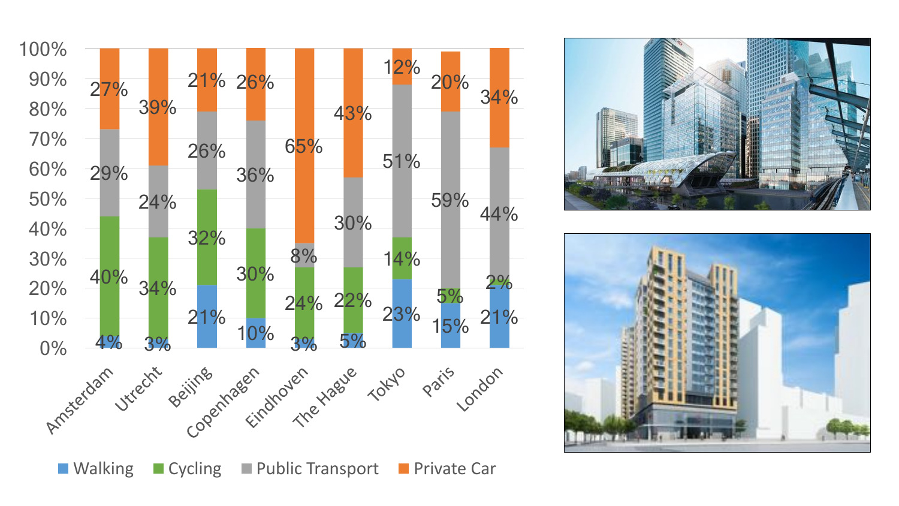| City | Walking | Cycling | Public Transport | Private Car |
|---|---|---|---|---|
| Amsterdam | 4% | 40% | 29% | 27% |
| Utrecht | 3% | 34% | 24% | 39% |
| Beijing | 21% | 32% | 26% | 21% |
| Copenhagen | 10% | 30% | 36% | 26% |
| Eindhoven | 3% | 24% | 8% | 65% |
| The Hague | 5% | 22% | 30% | 43% |
| Tokyo | 23% | 14% | 51% | 12% |
| Paris | 15% | 5% | 59% | 20% |
| London | 21% | 2% | 44% | 34% |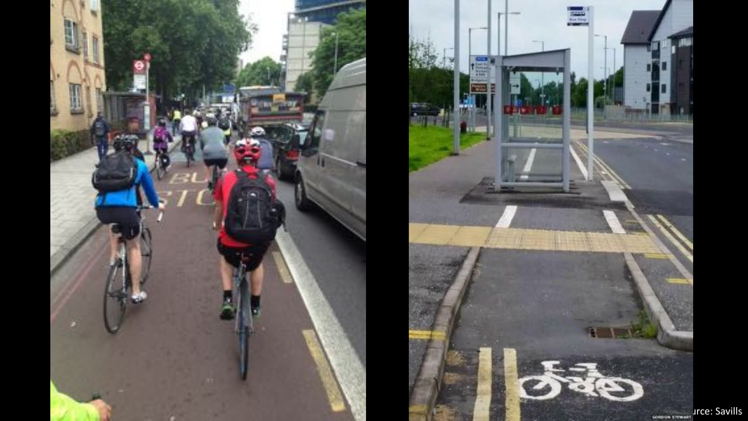urce: Savills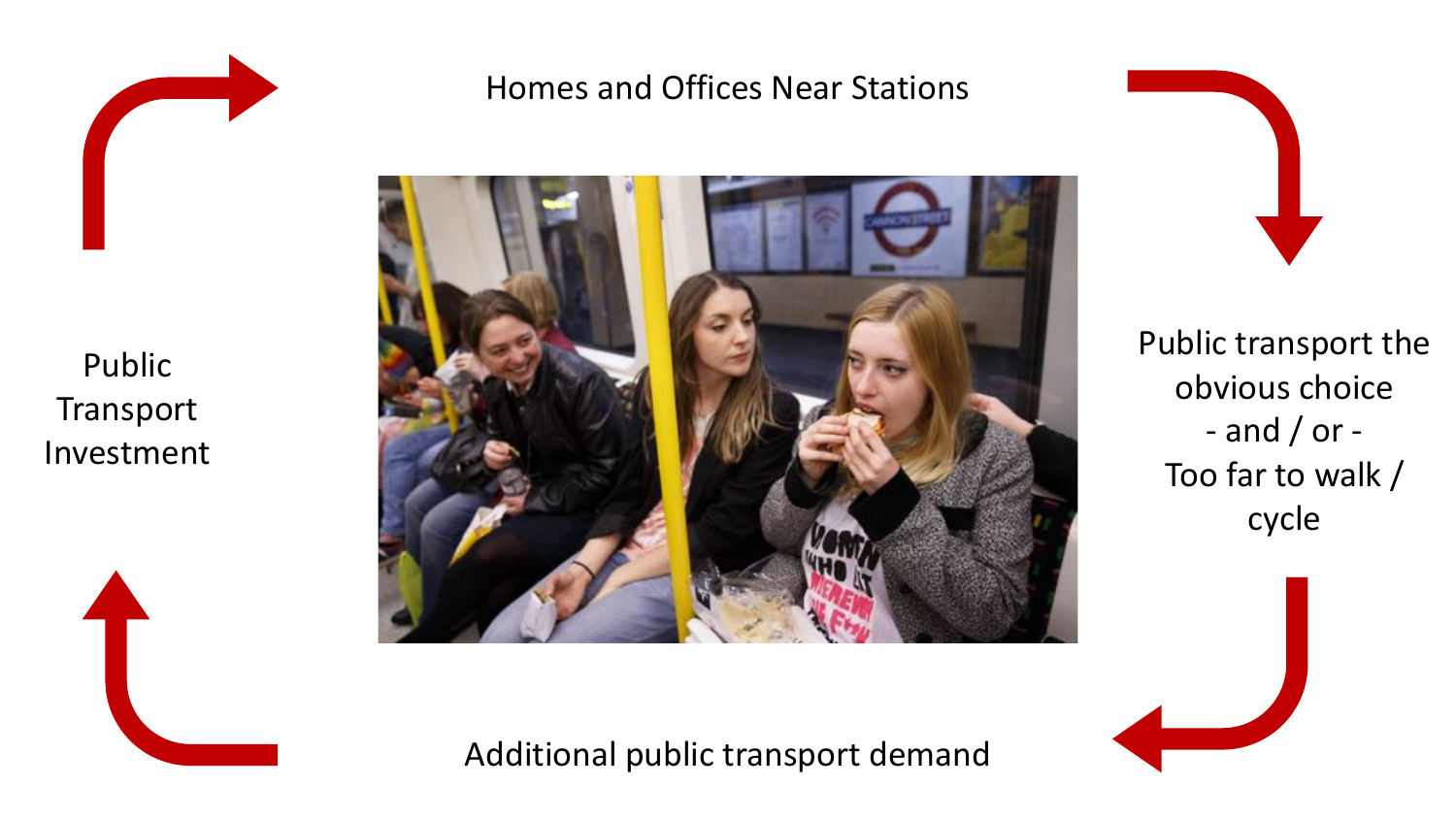Homes and Offices Near Stations

Public transport the obvious choice
- and / or -
Too far to walk / cycle

Additional public transport demand

Public Transport Investment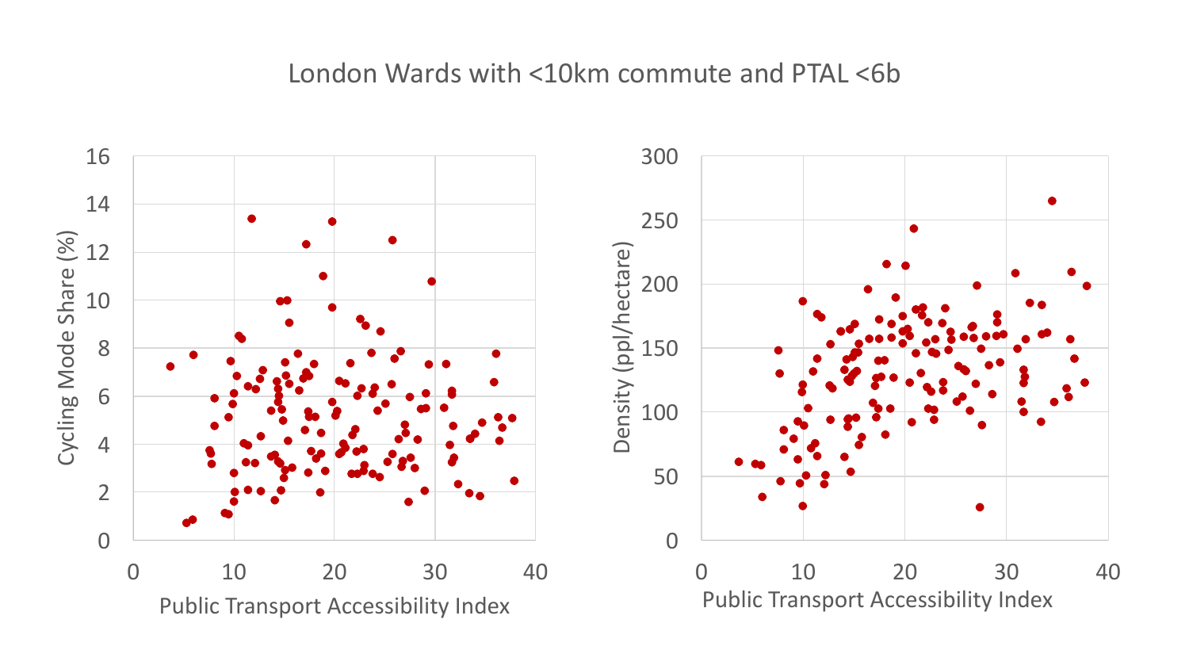London Wards with <10km commute and PTAL <6b

Cycling Mode Share (%) vs. Public Transport Accessibility Index

Density (ppl/hectare) vs. Public Transport Accessibility Index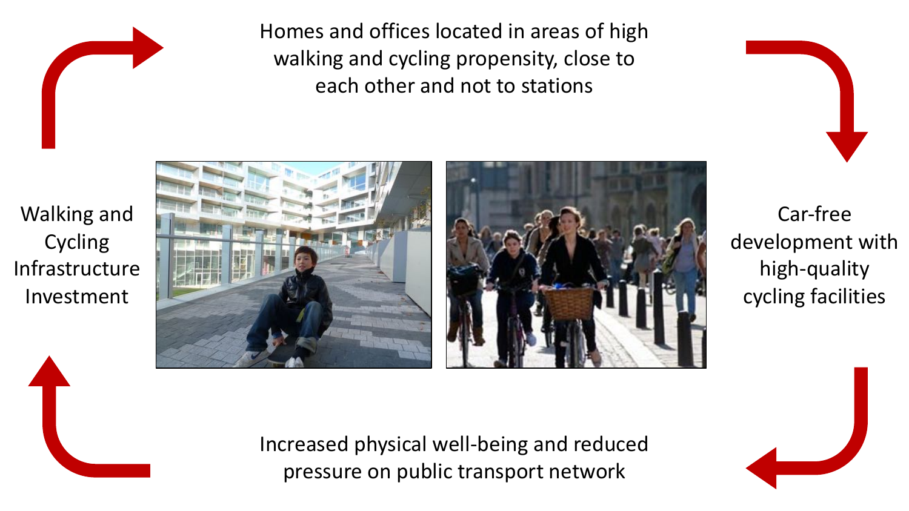Homes and offices located in areas of high walking and cycling propensity, close to each other and not to stations

Car-free development with high-quality cycling facilities

Increased physical well-being and reduced pressure on public transport network

Walking and Cycling Infrastructure Investment